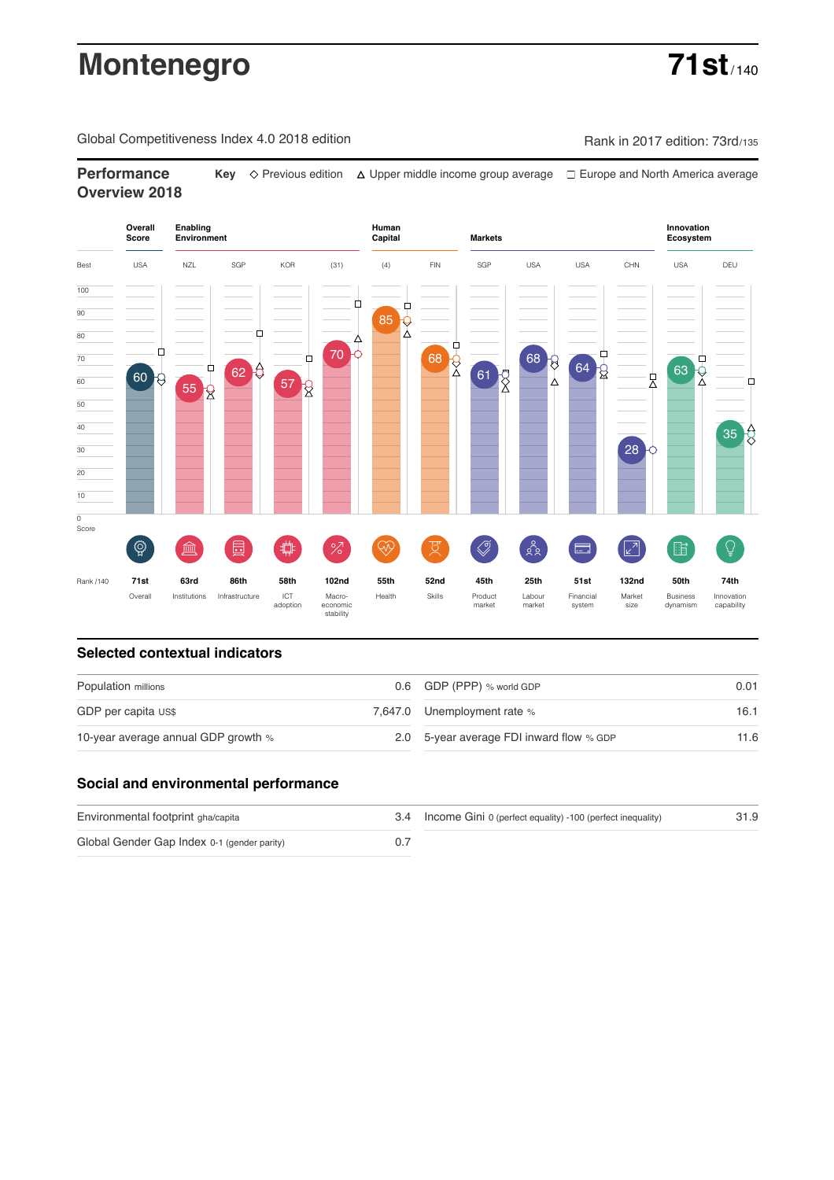# Montenegro

**71st** / 140

Global Competitiveness Index 4.0 2018 edition

Rank in 2017 edition: 73rd/135

## Performance Overview 2018

**Key** ◇ Previous edition △ Upper middle income group average □ Europe and North America average

| | Overall Score | Enabling Environment | | | | Human Capital | | Markets | | | | Innovation Ecosystem | |
|---|---|---|---|---|---|---|---|---|---|---|---|---|---|
| Best | USA | NZL | SGP | KOR | (31) | (4) | FIN | SGP | USA | USA | CHN | USA | DEU |
| Score | 60 | 55 | 62 | 57 | 70 | 85 | 68 | 61 | 68 | 64 | 28 | 63 | 35 |
| Rank /140 | 71st | 63rd | 86th | 58th | 102nd | 55th | 52nd | 45th | 25th | 51st | 132nd | 50th | 74th |
| | Overall | Institutions | Infrastructure | ICT adoption | Macro-economic stability | Health | Skills | Product market | Labour market | Financial system | Market size | Business dynamism | Innovation capability |

## Selected contextual indicators

| | | | |
|---|---|---|---|
| Population millions | 0.6 | GDP (PPP) % world GDP | 0.01 |
| GDP per capita US$ | 7,647.0 | Unemployment rate % | 16.1 |
| 10-year average annual GDP growth % | 2.0 | 5-year average FDI inward flow % GDP | 11.6 |

## Social and environmental performance

| | | | |
|---|---|---|---|
| Environmental footprint gha/capita | 3.4 | Income Gini 0 (perfect equality) -100 (perfect inequality) | 31.9 |
| Global Gender Gap Index 0-1 (gender parity) | 0.7 | | |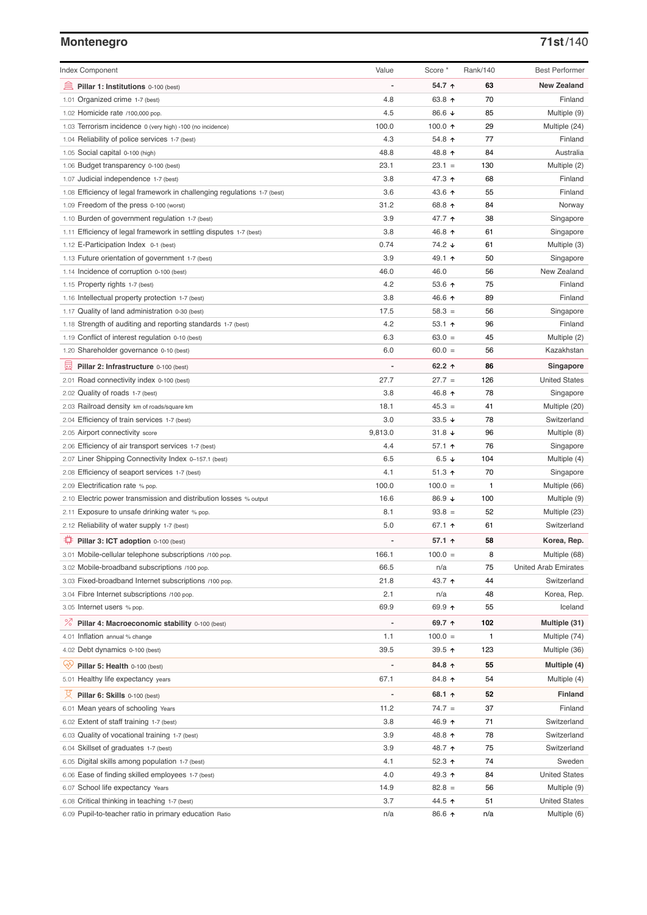## Montenegro

**71st/140**

| Index Component | Value | Score * | Rank/140 | Best Performer |
|---|---|---|---|---|
| **Pillar 1: Institutions** 0-100 (best) | - | **54.7 ↑** | **63** | **New Zealand** |
| 1.01 Organized crime 1-7 (best) | 4.8 | 63.8 ↑ | 70 | Finland |
| 1.02 Homicide rate /100,000 pop. | 4.5 | 86.6 ↓ | 85 | Multiple (9) |
| 1.03 Terrorism incidence 0 (very high) -100 (no incidence) | 100.0 | 100.0 ↑ | 29 | Multiple (24) |
| 1.04 Reliability of police services 1-7 (best) | 4.3 | 54.8 ↑ | 77 | Finland |
| 1.05 Social capital 0-100 (high) | 48.8 | 48.8 ↑ | 84 | Australia |
| 1.06 Budget transparency 0-100 (best) | 23.1 | 23.1 = | 130 | Multiple (2) |
| 1.07 Judicial independence 1-7 (best) | 3.8 | 47.3 ↑ | 68 | Finland |
| 1.08 Efficiency of legal framework in challenging regulations 1-7 (best) | 3.6 | 43.6 ↑ | 55 | Finland |
| 1.09 Freedom of the press 0-100 (worst) | 31.2 | 68.8 ↑ | 84 | Norway |
| 1.10 Burden of government regulation 1-7 (best) | 3.9 | 47.7 ↑ | 38 | Singapore |
| 1.11 Efficiency of legal framework in settling disputes 1-7 (best) | 3.8 | 46.8 ↑ | 61 | Singapore |
| 1.12 E-Participation Index 0-1 (best) | 0.74 | 74.2 ↓ | 61 | Multiple (3) |
| 1.13 Future orientation of government 1-7 (best) | 3.9 | 49.1 ↑ | 50 | Singapore |
| 1.14 Incidence of corruption 0-100 (best) | 46.0 | 46.0 | 56 | New Zealand |
| 1.15 Property rights 1-7 (best) | 4.2 | 53.6 ↑ | 75 | Finland |
| 1.16 Intellectual property protection 1-7 (best) | 3.8 | 46.6 ↑ | 89 | Finland |
| 1.17 Quality of land administration 0-30 (best) | 17.5 | 58.3 = | 56 | Singapore |
| 1.18 Strength of auditing and reporting standards 1-7 (best) | 4.2 | 53.1 ↑ | 96 | Finland |
| 1.19 Conflict of interest regulation 0-10 (best) | 6.3 | 63.0 = | 45 | Multiple (2) |
| 1.20 Shareholder governance 0-10 (best) | 6.0 | 60.0 = | 56 | Kazakhstan |
| **Pillar 2: Infrastructure** 0-100 (best) | - | **62.2 ↑** | **86** | **Singapore** |
| 2.01 Road connectivity index 0-100 (best) | 27.7 | 27.7 = | 126 | United States |
| 2.02 Quality of roads 1-7 (best) | 3.8 | 46.8 ↑ | 78 | Singapore |
| 2.03 Railroad density km of roads/square km | 18.1 | 45.3 = | 41 | Multiple (20) |
| 2.04 Efficiency of train services 1-7 (best) | 3.0 | 33.5 ↓ | 78 | Switzerland |
| 2.05 Airport connectivity score | 9,813.0 | 31.8 ↓ | 96 | Multiple (8) |
| 2.06 Efficiency of air transport services 1-7 (best) | 4.4 | 57.1 ↑ | 76 | Singapore |
| 2.07 Liner Shipping Connectivity Index 0–157.1 (best) | 6.5 | 6.5 ↓ | 104 | Multiple (4) |
| 2.08 Efficiency of seaport services 1-7 (best) | 4.1 | 51.3 ↑ | 70 | Singapore |
| 2.09 Electrification rate % pop. | 100.0 | 100.0 = | 1 | Multiple (66) |
| 2.10 Electric power transmission and distribution losses % output | 16.6 | 86.9 ↓ | 100 | Multiple (9) |
| 2.11 Exposure to unsafe drinking water % pop. | 8.1 | 93.8 = | 52 | Multiple (23) |
| 2.12 Reliability of water supply 1-7 (best) | 5.0 | 67.1 ↑ | 61 | Switzerland |
| **Pillar 3: ICT adoption** 0-100 (best) | - | **57.1 ↑** | **58** | **Korea, Rep.** |
| 3.01 Mobile-cellular telephone subscriptions /100 pop. | 166.1 | 100.0 = | 8 | Multiple (68) |
| 3.02 Mobile-broadband subscriptions /100 pop. | 66.5 | n/a | 75 | United Arab Emirates |
| 3.03 Fixed-broadband Internet subscriptions /100 pop. | 21.8 | 43.7 ↑ | 44 | Switzerland |
| 3.04 Fibre Internet subscriptions /100 pop. | 2.1 | n/a | 48 | Korea, Rep. |
| 3.05 Internet users % pop. | 69.9 | 69.9 ↑ | 55 | Iceland |
| **Pillar 4: Macroeconomic stability** 0-100 (best) | - | **69.7 ↑** | **102** | **Multiple (31)** |
| 4.01 Inflation annual % change | 1.1 | 100.0 = | 1 | Multiple (74) |
| 4.02 Debt dynamics 0-100 (best) | 39.5 | 39.5 ↑ | 123 | Multiple (36) |
| **Pillar 5: Health** 0-100 (best) | - | **84.8 ↑** | **55** | **Multiple (4)** |
| 5.01 Healthy life expectancy years | 67.1 | 84.8 ↑ | 54 | Multiple (4) |
| **Pillar 6: Skills** 0-100 (best) | - | **68.1 ↑** | **52** | **Finland** |
| 6.01 Mean years of schooling Years | 11.2 | 74.7 = | 37 | Finland |
| 6.02 Extent of staff training 1-7 (best) | 3.8 | 46.9 ↑ | 71 | Switzerland |
| 6.03 Quality of vocational training 1-7 (best) | 3.9 | 48.8 ↑ | 78 | Switzerland |
| 6.04 Skillset of graduates 1-7 (best) | 3.9 | 48.7 ↑ | 75 | Switzerland |
| 6.05 Digital skills among population 1-7 (best) | 4.1 | 52.3 ↑ | 74 | Sweden |
| 6.06 Ease of finding skilled employees 1-7 (best) | 4.0 | 49.3 ↑ | 84 | United States |
| 6.07 School life expectancy Years | 14.9 | 82.8 = | 56 | Multiple (9) |
| 6.08 Critical thinking in teaching 1-7 (best) | 3.7 | 44.5 ↑ | 51 | United States |
| 6.09 Pupil-to-teacher ratio in primary education Ratio | n/a | 86.6 ↑ | n/a | Multiple (6) |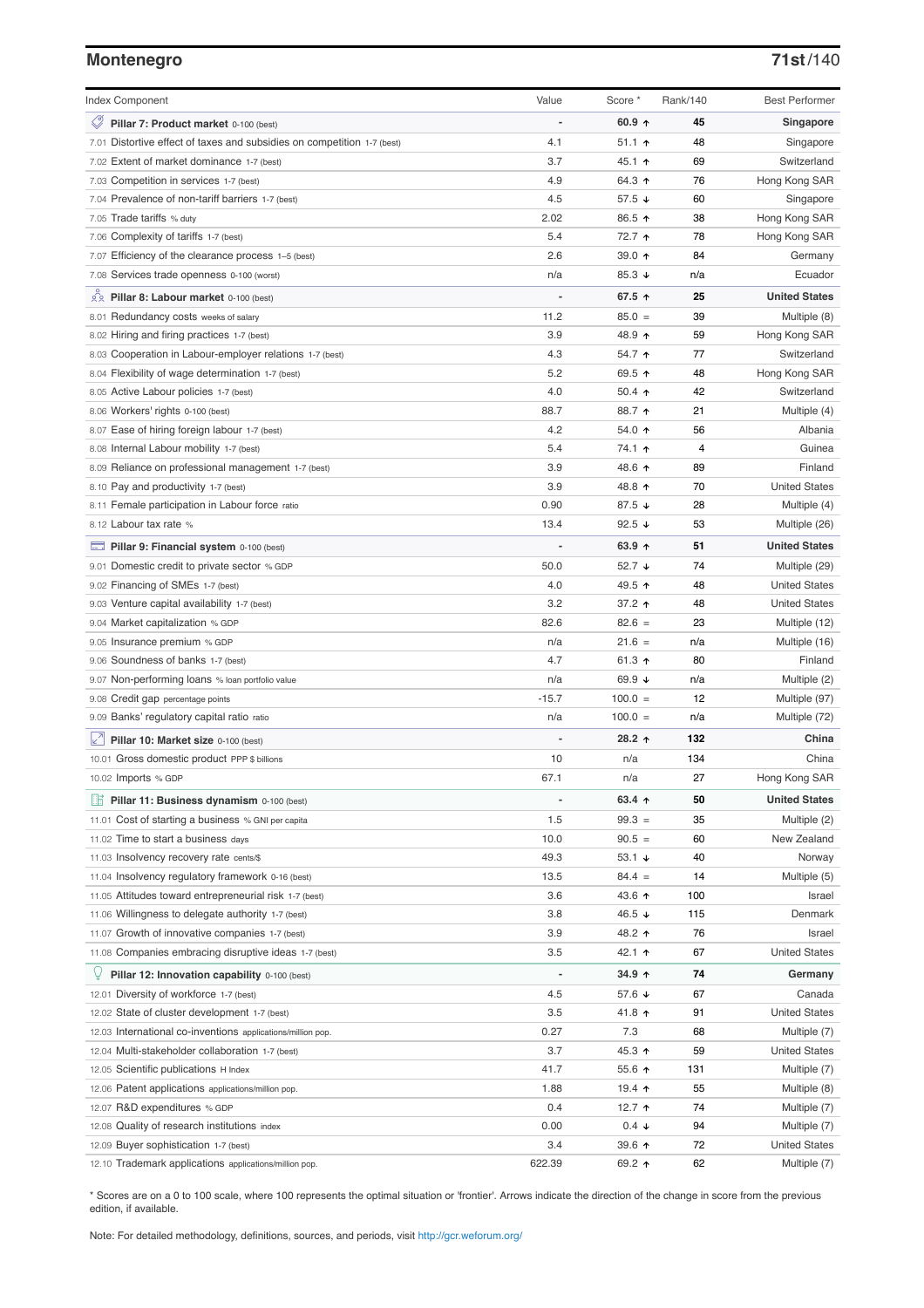## Montenegro

**71st/140**

| Index Component | Value | Score * | Rank/140 | Best Performer |
|---|---|---|---|---|
| **Pillar 7: Product market** 0-100 (best) | - | **60.9 ↑** | **45** | **Singapore** |
| 7.01 Distortive effect of taxes and subsidies on competition 1-7 (best) | 4.1 | 51.1 ↑ | 48 | Singapore |
| 7.02 Extent of market dominance 1-7 (best) | 3.7 | 45.1 ↑ | 69 | Switzerland |
| 7.03 Competition in services 1-7 (best) | 4.9 | 64.3 ↑ | 76 | Hong Kong SAR |
| 7.04 Prevalence of non-tariff barriers 1-7 (best) | 4.5 | 57.5 ↓ | 60 | Singapore |
| 7.05 Trade tariffs % duty | 2.02 | 86.5 ↑ | 38 | Hong Kong SAR |
| 7.06 Complexity of tariffs 1-7 (best) | 5.4 | 72.7 ↑ | 78 | Hong Kong SAR |
| 7.07 Efficiency of the clearance process 1–5 (best) | 2.6 | 39.0 ↑ | 84 | Germany |
| 7.08 Services trade openness 0-100 (worst) | n/a | 85.3 ↓ | n/a | Ecuador |
| **Pillar 8: Labour market** 0-100 (best) | - | **67.5 ↑** | **25** | **United States** |
| 8.01 Redundancy costs weeks of salary | 11.2 | 85.0 = | 39 | Multiple (8) |
| 8.02 Hiring and firing practices 1-7 (best) | 3.9 | 48.9 ↑ | 59 | Hong Kong SAR |
| 8.03 Cooperation in Labour-employer relations 1-7 (best) | 4.3 | 54.7 ↑ | 77 | Switzerland |
| 8.04 Flexibility of wage determination 1-7 (best) | 5.2 | 69.5 ↑ | 48 | Hong Kong SAR |
| 8.05 Active Labour policies 1-7 (best) | 4.0 | 50.4 ↑ | 42 | Switzerland |
| 8.06 Workers' rights 0-100 (best) | 88.7 | 88.7 ↑ | 21 | Multiple (4) |
| 8.07 Ease of hiring foreign labour 1-7 (best) | 4.2 | 54.0 ↑ | 56 | Albania |
| 8.08 Internal Labour mobility 1-7 (best) | 5.4 | 74.1 ↑ | 4 | Guinea |
| 8.09 Reliance on professional management 1-7 (best) | 3.9 | 48.6 ↑ | 89 | Finland |
| 8.10 Pay and productivity 1-7 (best) | 3.9 | 48.8 ↑ | 70 | United States |
| 8.11 Female participation in Labour force ratio | 0.90 | 87.5 ↓ | 28 | Multiple (4) |
| 8.12 Labour tax rate % | 13.4 | 92.5 ↓ | 53 | Multiple (26) |
| **Pillar 9: Financial system** 0-100 (best) | - | **63.9 ↑** | **51** | **United States** |
| 9.01 Domestic credit to private sector % GDP | 50.0 | 52.7 ↓ | 74 | Multiple (29) |
| 9.02 Financing of SMEs 1-7 (best) | 4.0 | 49.5 ↑ | 48 | United States |
| 9.03 Venture capital availability 1-7 (best) | 3.2 | 37.2 ↑ | 48 | United States |
| 9.04 Market capitalization % GDP | 82.6 | 82.6 = | 23 | Multiple (12) |
| 9.05 Insurance premium % GDP | n/a | 21.6 = | n/a | Multiple (16) |
| 9.06 Soundness of banks 1-7 (best) | 4.7 | 61.3 ↑ | 80 | Finland |
| 9.07 Non-performing loans % loan portfolio value | n/a | 69.9 ↓ | n/a | Multiple (2) |
| 9.08 Credit gap percentage points | -15.7 | 100.0 = | 12 | Multiple (97) |
| 9.09 Banks' regulatory capital ratio ratio | n/a | 100.0 = | n/a | Multiple (72) |
| **Pillar 10: Market size** 0-100 (best) | - | **28.2 ↑** | **132** | **China** |
| 10.01 Gross domestic product PPP $ billions | 10 | n/a | 134 | China |
| 10.02 Imports % GDP | 67.1 | n/a | 27 | Hong Kong SAR |
| **Pillar 11: Business dynamism** 0-100 (best) | - | **63.4 ↑** | **50** | **United States** |
| 11.01 Cost of starting a business % GNI per capita | 1.5 | 99.3 = | 35 | Multiple (2) |
| 11.02 Time to start a business days | 10.0 | 90.5 = | 60 | New Zealand |
| 11.03 Insolvency recovery rate cents/$ | 49.3 | 53.1 ↓ | 40 | Norway |
| 11.04 Insolvency regulatory framework 0-16 (best) | 13.5 | 84.4 = | 14 | Multiple (5) |
| 11.05 Attitudes toward entrepreneurial risk 1-7 (best) | 3.6 | 43.6 ↑ | 100 | Israel |
| 11.06 Willingness to delegate authority 1-7 (best) | 3.8 | 46.5 ↓ | 115 | Denmark |
| 11.07 Growth of innovative companies 1-7 (best) | 3.9 | 48.2 ↑ | 76 | Israel |
| 11.08 Companies embracing disruptive ideas 1-7 (best) | 3.5 | 42.1 ↑ | 67 | United States |
| **Pillar 12: Innovation capability** 0-100 (best) | - | **34.9 ↑** | **74** | **Germany** |
| 12.01 Diversity of workforce 1-7 (best) | 4.5 | 57.6 ↓ | 67 | Canada |
| 12.02 State of cluster development 1-7 (best) | 3.5 | 41.8 ↑ | 91 | United States |
| 12.03 International co-inventions applications/million pop. | 0.27 | 7.3 | 68 | Multiple (7) |
| 12.04 Multi-stakeholder collaboration 1-7 (best) | 3.7 | 45.3 ↑ | 59 | United States |
| 12.05 Scientific publications H Index | 41.7 | 55.6 ↑ | 131 | Multiple (7) |
| 12.06 Patent applications applications/million pop. | 1.88 | 19.4 ↑ | 55 | Multiple (8) |
| 12.07 R&D expenditures % GDP | 0.4 | 12.7 ↑ | 74 | Multiple (7) |
| 12.08 Quality of research institutions index | 0.00 | 0.4 ↓ | 94 | Multiple (7) |
| 12.09 Buyer sophistication 1-7 (best) | 3.4 | 39.6 ↑ | 72 | United States |
| 12.10 Trademark applications applications/million pop. | 622.39 | 69.2 ↑ | 62 | Multiple (7) |

\* Scores are on a 0 to 100 scale, where 100 represents the optimal situation or 'frontier'. Arrows indicate the direction of the change in score from the previous edition, if available.

Note: For detailed methodology, definitions, sources, and periods, visit http://gcr.weforum.org/